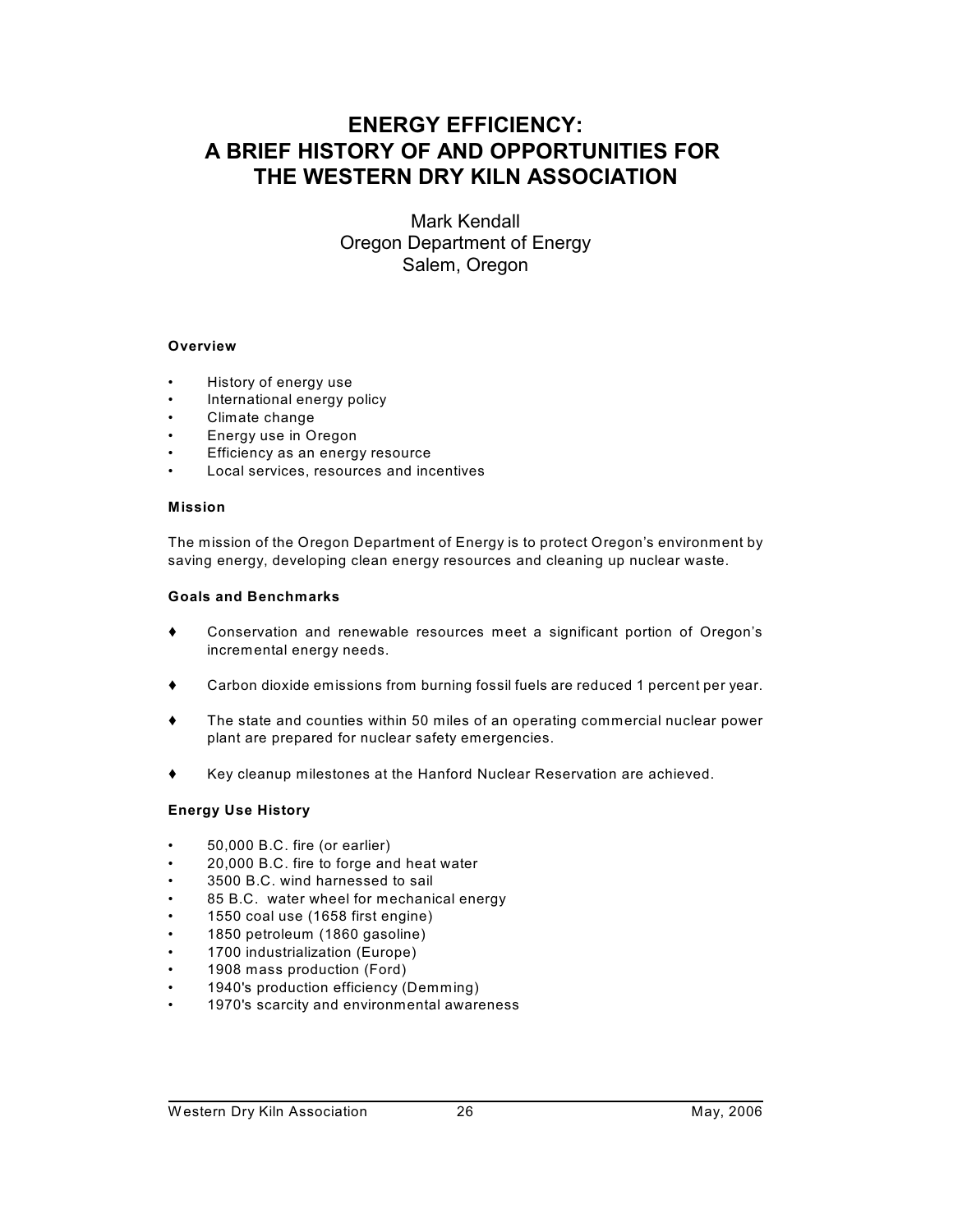# ENERGY EFFICIENCY: A BRIEF HISTORY OF AND OPPORTUNITIES FOR THE WESTERN DRY KILN ASSOCIATION

Mark Kendall
Oregon Department of Energy
Salem, Oregon

### Overview

- History of energy use
- International energy policy
- Climate change
- Energy use in Oregon
- Efficiency as an energy resource
- Local services, resources and incentives

### Mission

The mission of the Oregon Department of Energy is to protect Oregon's environment by saving energy, developing clean energy resources and cleaning up nuclear waste.

### Goals and Benchmarks

- ♦ Conservation and renewable resources meet a significant portion of Oregon's incremental energy needs.
- ♦ Carbon dioxide emissions from burning fossil fuels are reduced 1 percent per year.
- ♦ The state and counties within 50 miles of an operating commercial nuclear power plant are prepared for nuclear safety emergencies.
- ♦ Key cleanup milestones at the Hanford Nuclear Reservation are achieved.

### Energy Use History

- 50,000 B.C. fire (or earlier)
- 20,000 B.C. fire to forge and heat water
- 3500 B.C. wind harnessed to sail
- 85 B.C. water wheel for mechanical energy
- 1550 coal use (1658 first engine)
- 1850 petroleum (1860 gasoline)
- 1700 industrialization (Europe)
- 1908 mass production (Ford)
- 1940's production efficiency (Demming)
- 1970's scarcity and environmental awareness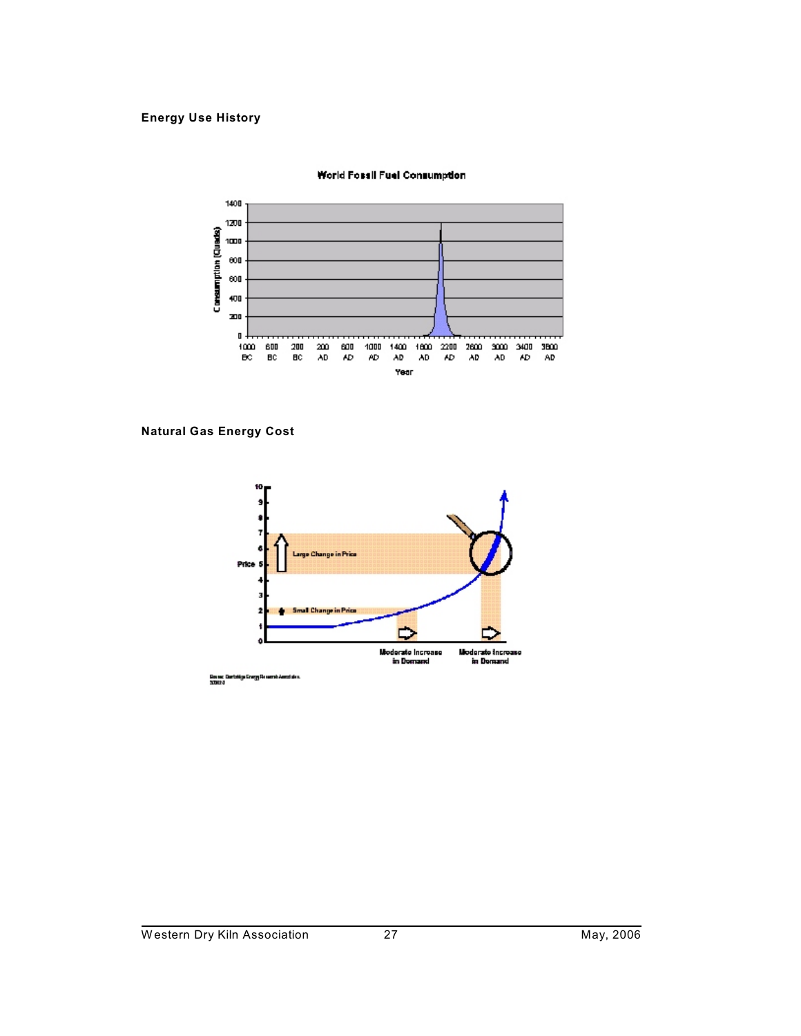**Energy Use History**

**Natural Gas Energy Cost**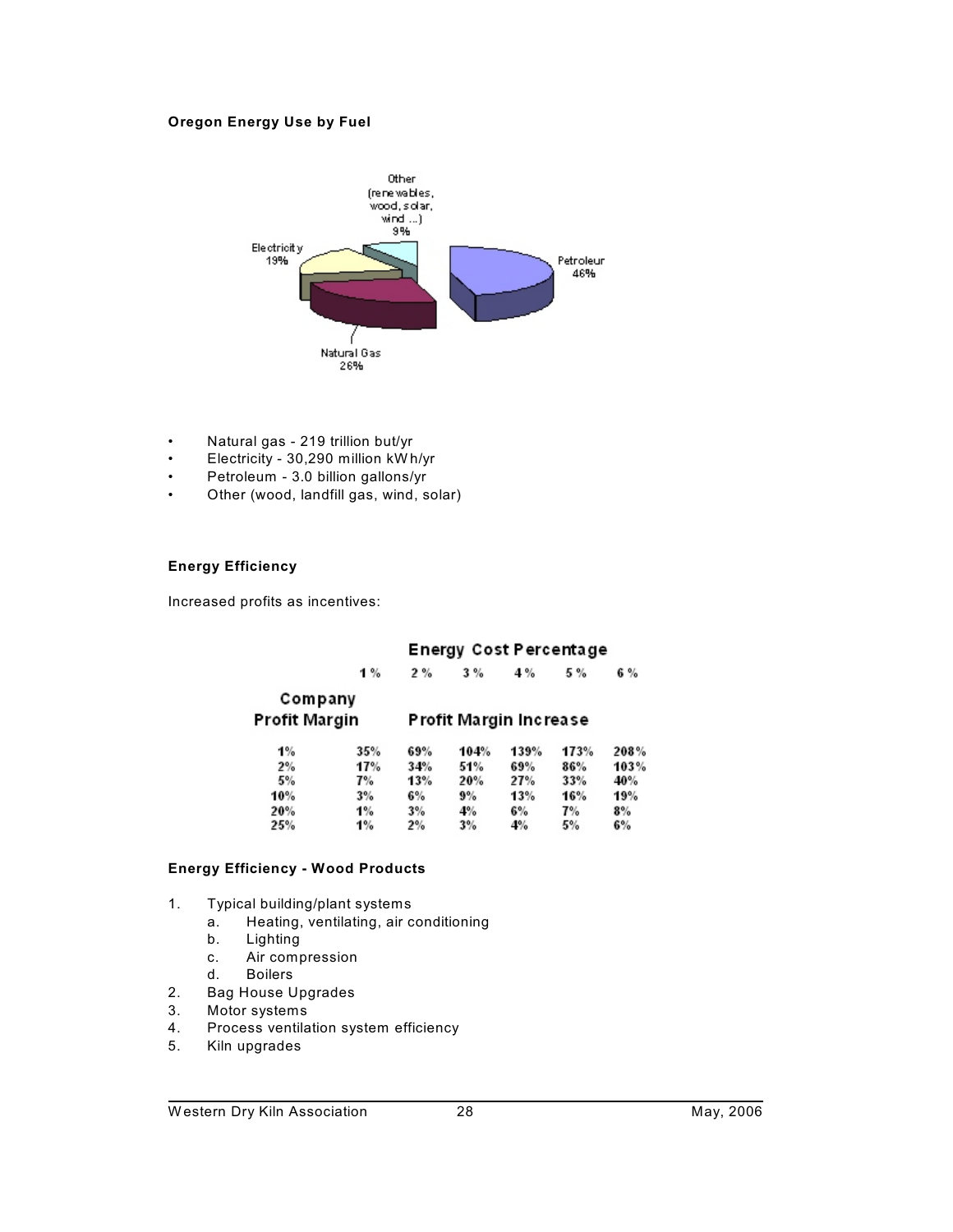**Oregon Energy Use by Fuel**

- Natural gas - 219 trillion but/yr
- Electricity - 30,290 million kWh/yr
- Petroleum - 3.0 billion gallons/yr
- Other (wood, landfill gas, wind, solar)

**Energy Efficiency**

Increased profits as incentives:

| Company Profit Margin | Energy Cost Percentage 1% | 2% | 3% | 4% | 5% | 6% |
|---|---|---|---|---|---|---|
| | Profit Margin Increase | | | | | |
| 1% | 35% | 69% | 104% | 139% | 173% | 208% |
| 2% | 17% | 34% | 51% | 69% | 86% | 103% |
| 5% | 7% | 13% | 20% | 27% | 33% | 40% |
| 10% | 3% | 6% | 9% | 13% | 16% | 19% |
| 20% | 1% | 3% | 4% | 6% | 7% | 8% |
| 25% | 1% | 2% | 3% | 4% | 5% | 6% |

**Energy Efficiency - Wood Products**

1. Typical building/plant systems
   a. Heating, ventilating, air conditioning
   b. Lighting
   c. Air compression
   d. Boilers
2. Bag House Upgrades
3. Motor systems
4. Process ventilation system efficiency
5. Kiln upgrades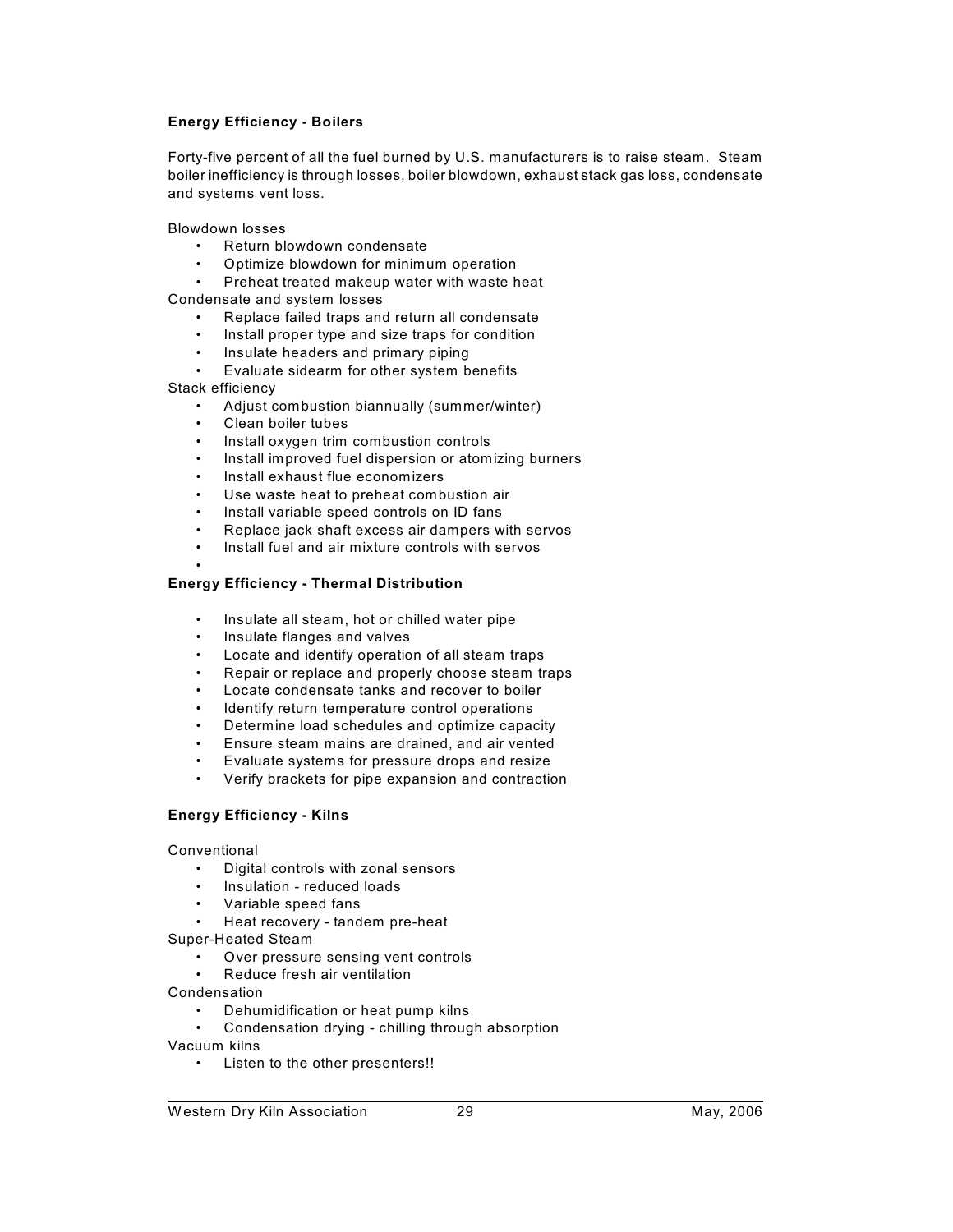**Energy Efficiency - Boilers**

Forty-five percent of all the fuel burned by U.S. manufacturers is to raise steam. Steam boiler inefficiency is through losses, boiler blowdown, exhaust stack gas loss, condensate and systems vent loss.

Blowdown losses
- Return blowdown condensate
- Optimize blowdown for minimum operation
- Preheat treated makeup water with waste heat

Condensate and system losses
- Replace failed traps and return all condensate
- Install proper type and size traps for condition
- Insulate headers and primary piping
- Evaluate sidearm for other system benefits

Stack efficiency
- Adjust combustion biannually (summer/winter)
- Clean boiler tubes
- Install oxygen trim combustion controls
- Install improved fuel dispersion or atomizing burners
- Install exhaust flue economizers
- Use waste heat to preheat combustion air
- Install variable speed controls on ID fans
- Replace jack shaft excess air dampers with servos
- Install fuel and air mixture controls with servos

**Energy Efficiency - Thermal Distribution**

- Insulate all steam, hot or chilled water pipe
- Insulate flanges and valves
- Locate and identify operation of all steam traps
- Repair or replace and properly choose steam traps
- Locate condensate tanks and recover to boiler
- Identify return temperature control operations
- Determine load schedules and optimize capacity
- Ensure steam mains are drained, and air vented
- Evaluate systems for pressure drops and resize
- Verify brackets for pipe expansion and contraction

**Energy Efficiency - Kilns**

Conventional
- Digital controls with zonal sensors
- Insulation - reduced loads
- Variable speed fans
- Heat recovery - tandem pre-heat

Super-Heated Steam
- Over pressure sensing vent controls
- Reduce fresh air ventilation

Condensation
- Dehumidification or heat pump kilns
- Condensation drying - chilling through absorption

Vacuum kilns
- Listen to the other presenters!!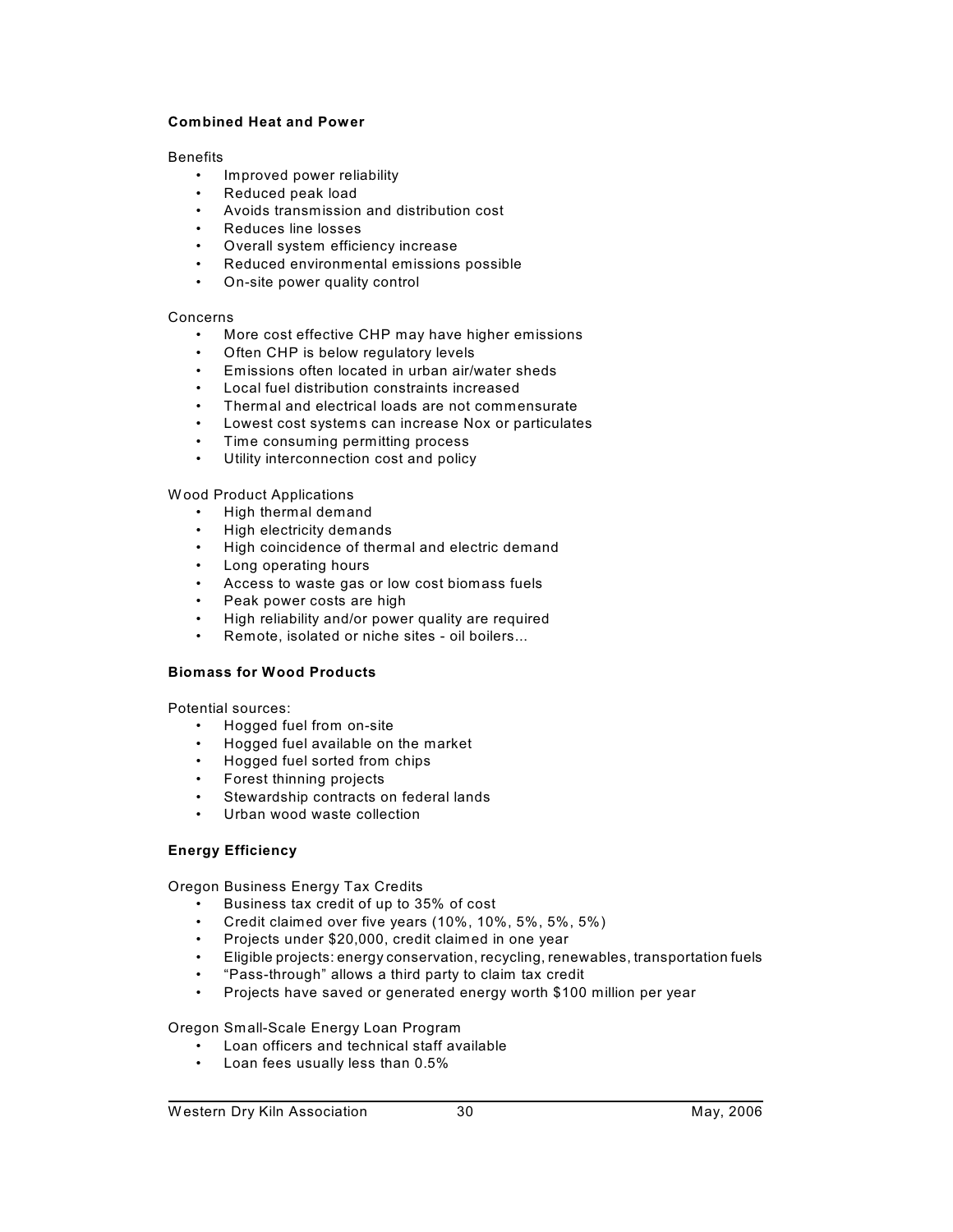**Combined Heat and Power**

Benefits

- Improved power reliability
- Reduced peak load
- Avoids transmission and distribution cost
- Reduces line losses
- Overall system efficiency increase
- Reduced environmental emissions possible
- On-site power quality control

Concerns

- More cost effective CHP may have higher emissions
- Often CHP is below regulatory levels
- Emissions often located in urban air/water sheds
- Local fuel distribution constraints increased
- Thermal and electrical loads are not commensurate
- Lowest cost systems can increase Nox or particulates
- Time consuming permitting process
- Utility interconnection cost and policy

Wood Product Applications

- High thermal demand
- High electricity demands
- High coincidence of thermal and electric demand
- Long operating hours
- Access to waste gas or low cost biomass fuels
- Peak power costs are high
- High reliability and/or power quality are required
- Remote, isolated or niche sites - oil boilers...

**Biomass for Wood Products**

Potential sources:

- Hogged fuel from on-site
- Hogged fuel available on the market
- Hogged fuel sorted from chips
- Forest thinning projects
- Stewardship contracts on federal lands
- Urban wood waste collection

**Energy Efficiency**

Oregon Business Energy Tax Credits

- Business tax credit of up to 35% of cost
- Credit claimed over five years (10%, 10%, 5%, 5%, 5%)
- Projects under $20,000, credit claimed in one year
- Eligible projects: energy conservation, recycling, renewables, transportation fuels
- "Pass-through" allows a third party to claim tax credit
- Projects have saved or generated energy worth $100 million per year

Oregon Small-Scale Energy Loan Program

- Loan officers and technical staff available
- Loan fees usually less than 0.5%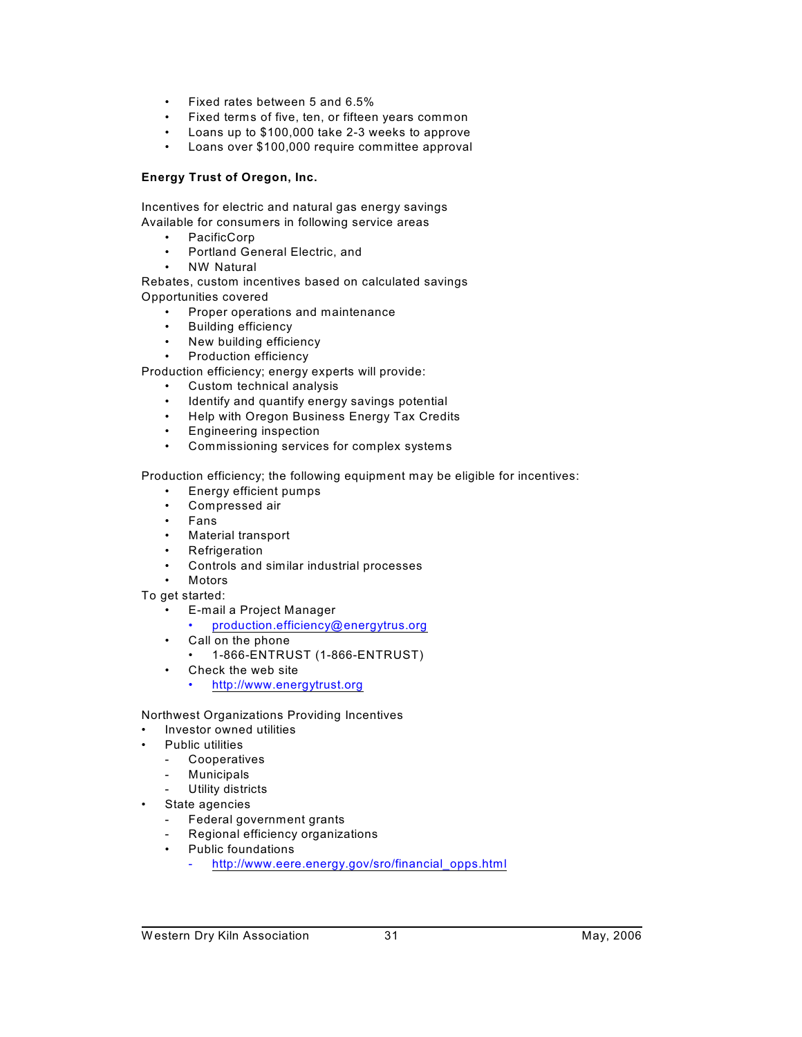- Fixed rates between 5 and 6.5%
- Fixed terms of five, ten, or fifteen years common
- Loans up to $100,000 take 2-3 weeks to approve
- Loans over $100,000 require committee approval

**Energy Trust of Oregon, Inc.**

Incentives for electric and natural gas energy savings
Available for consumers in following service areas

- PacificCorp
- Portland General Electric, and
- NW Natural

Rebates, custom incentives based on calculated savings
Opportunities covered

- Proper operations and maintenance
- Building efficiency
- New building efficiency
- Production efficiency

Production efficiency; energy experts will provide:

- Custom technical analysis
- Identify and quantify energy savings potential
- Help with Oregon Business Energy Tax Credits
- Engineering inspection
- Commissioning services for complex systems

Production efficiency; the following equipment may be eligible for incentives:

- Energy efficient pumps
- Compressed air
- Fans
- Material transport
- Refrigeration
- Controls and similar industrial processes
- Motors

To get started:

- E-mail a Project Manager
  - production.efficiency@energytrus.org
- Call on the phone
  - 1-866-ENTRUST (1-866-ENTRUST)
- Check the web site
  - http://www.energytrust.org

Northwest Organizations Providing Incentives

- Investor owned utilities
- Public utilities
  - Cooperatives
  - Municipals
  - Utility districts
- State agencies
  - Federal government grants
  - Regional efficiency organizations
  - Public foundations
    - http://www.eere.energy.gov/sro/financial_opps.html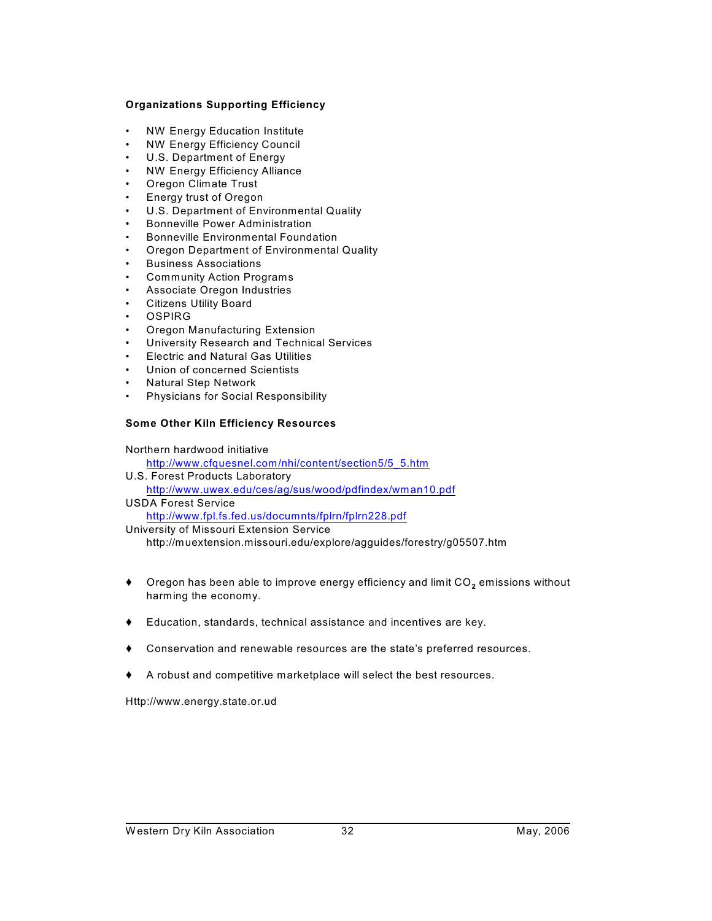**Organizations Supporting Efficiency**

- NW Energy Education Institute
- NW Energy Efficiency Council
- U.S. Department of Energy
- NW Energy Efficiency Alliance
- Oregon Climate Trust
- Energy trust of Oregon
- U.S. Department of Environmental Quality
- Bonneville Power Administration
- Bonneville Environmental Foundation
- Oregon Department of Environmental Quality
- Business Associations
- Community Action Programs
- Associate Oregon Industries
- Citizens Utility Board
- OSPIRG
- Oregon Manufacturing Extension
- University Research and Technical Services
- Electric and Natural Gas Utilities
- Union of concerned Scientists
- Natural Step Network
- Physicians for Social Responsibility

**Some Other Kiln Efficiency Resources**

Northern hardwood initiative
 http://www.cfquesnel.com/nhi/content/section5/5_5.htm
U.S. Forest Products Laboratory
 http://www.uwex.edu/ces/ag/sus/wood/pdfindex/wman10.pdf
USDA Forest Service
 http://www.fpl.fs.fed.us/documnts/fplrn/fplrn228.pdf
University of Missouri Extension Service
 http://muextension.missouri.edu/explore/agguides/forestry/g05507.htm

- Oregon has been able to improve energy efficiency and limit $CO_2$ emissions without harming the economy.
- Education, standards, technical assistance and incentives are key.
- Conservation and renewable resources are the state's preferred resources.
- A robust and competitive marketplace will select the best resources.

Http://www.energy.state.or.ud